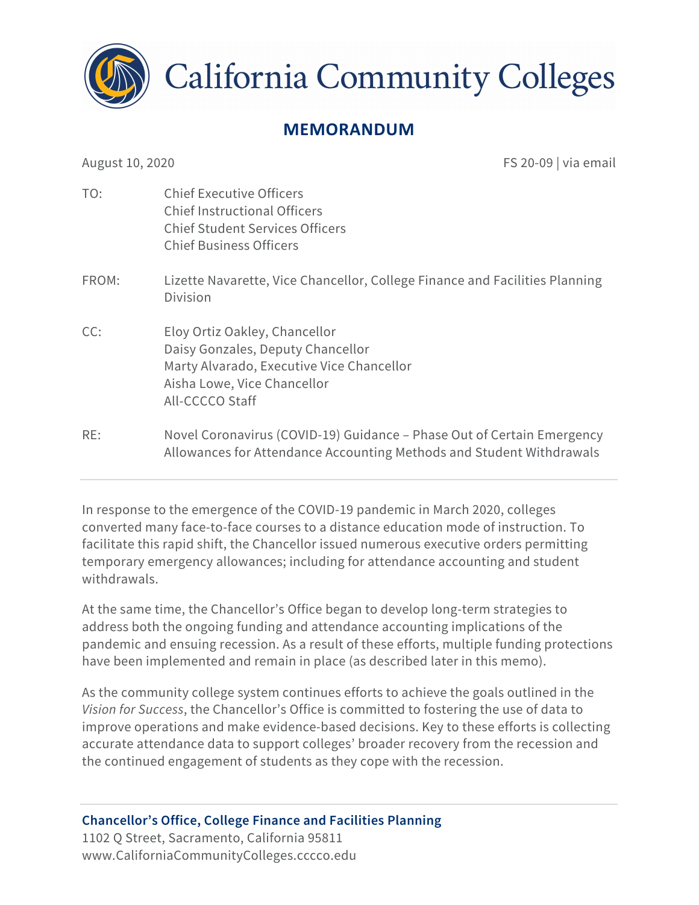California Community Colleges

## MEMORANDUM

August 10, 2020 FS 20-09 | via email

TO: Chief Executive Officers
Chief Instructional Officers
Chief Student Services Officers
Chief Business Officers

FROM: Lizette Navarette, Vice Chancellor, College Finance and Facilities Planning Division

CC: Eloy Ortiz Oakley, Chancellor
Daisy Gonzales, Deputy Chancellor
Marty Alvarado, Executive Vice Chancellor
Aisha Lowe, Vice Chancellor
All-CCCCO Staff

RE: Novel Coronavirus (COVID-19) Guidance – Phase Out of Certain Emergency Allowances for Attendance Accounting Methods and Student Withdrawals

---

In response to the emergence of the COVID-19 pandemic in March 2020, colleges converted many face-to-face courses to a distance education mode of instruction. To facilitate this rapid shift, the Chancellor issued numerous executive orders permitting temporary emergency allowances; including for attendance accounting and student withdrawals.

At the same time, the Chancellor's Office began to develop long-term strategies to address both the ongoing funding and attendance accounting implications of the pandemic and ensuing recession. As a result of these efforts, multiple funding protections have been implemented and remain in place (as described later in this memo).

As the community college system continues efforts to achieve the goals outlined in the *Vision for Success*, the Chancellor's Office is committed to fostering the use of data to improve operations and make evidence-based decisions. Key to these efforts is collecting accurate attendance data to support colleges' broader recovery from the recession and the continued engagement of students as they cope with the recession.

---

**Chancellor's Office, College Finance and Facilities Planning**
1102 Q Street, Sacramento, California 95811
www.CaliforniaCommunityColleges.cccco.edu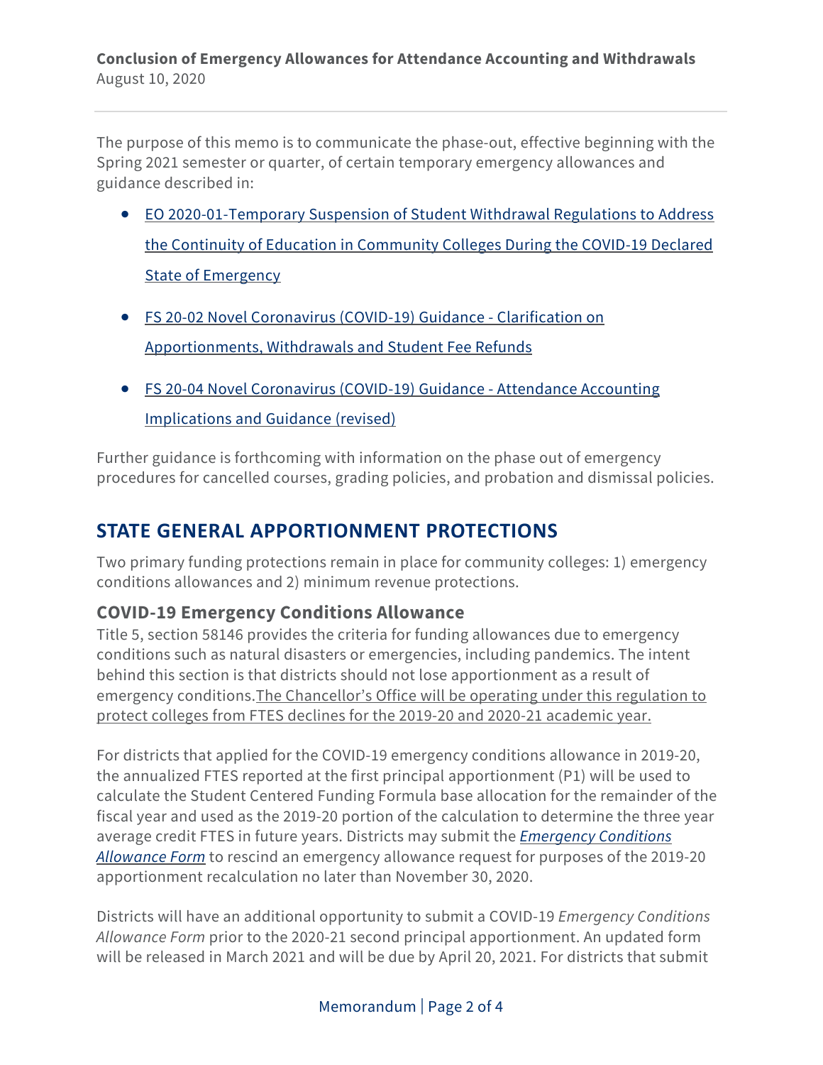**Conclusion of Emergency Allowances for Attendance Accounting and Withdrawals**
August 10, 2020

The purpose of this memo is to communicate the phase-out, effective beginning with the Spring 2021 semester or quarter, of certain temporary emergency allowances and guidance described in:

- EO 2020-01-Temporary Suspension of Student Withdrawal Regulations to Address the Continuity of Education in Community Colleges During the COVID-19 Declared State of Emergency
- FS 20-02 Novel Coronavirus (COVID-19) Guidance - Clarification on Apportionments, Withdrawals and Student Fee Refunds
- FS 20-04 Novel Coronavirus (COVID-19) Guidance - Attendance Accounting Implications and Guidance (revised)

Further guidance is forthcoming with information on the phase out of emergency procedures for cancelled courses, grading policies, and probation and dismissal policies.

## STATE GENERAL APPORTIONMENT PROTECTIONS

Two primary funding protections remain in place for community colleges: 1) emergency conditions allowances and 2) minimum revenue protections.

### COVID-19 Emergency Conditions Allowance

Title 5, section 58146 provides the criteria for funding allowances due to emergency conditions such as natural disasters or emergencies, including pandemics. The intent behind this section is that districts should not lose apportionment as a result of emergency conditions. The Chancellor's Office will be operating under this regulation to protect colleges from FTES declines for the 2019-20 and 2020-21 academic year.

For districts that applied for the COVID-19 emergency conditions allowance in 2019-20, the annualized FTES reported at the first principal apportionment (P1) will be used to calculate the Student Centered Funding Formula base allocation for the remainder of the fiscal year and used as the 2019-20 portion of the calculation to determine the three year average credit FTES in future years. Districts may submit the *Emergency Conditions Allowance Form* to rescind an emergency allowance request for purposes of the 2019-20 apportionment recalculation no later than November 30, 2020.

Districts will have an additional opportunity to submit a COVID-19 *Emergency Conditions Allowance Form* prior to the 2020-21 second principal apportionment. An updated form will be released in March 2021 and will be due by April 20, 2021. For districts that submit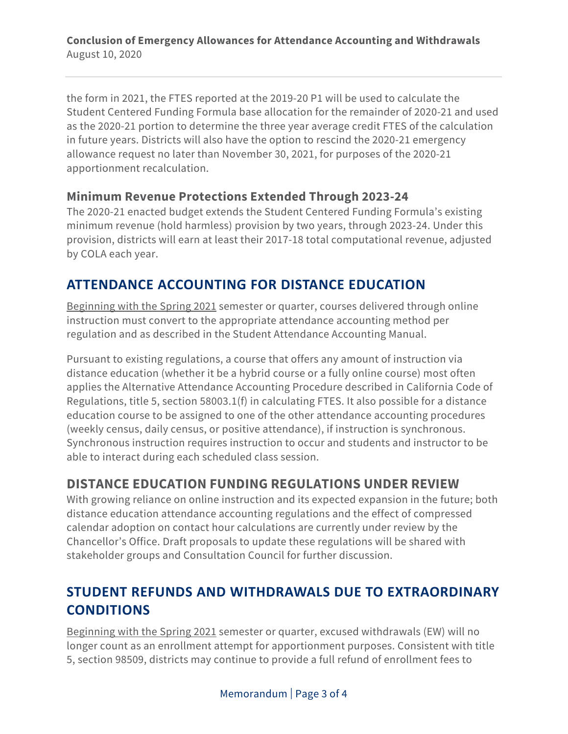the form in 2021, the FTES reported at the 2019-20 P1 will be used to calculate the Student Centered Funding Formula base allocation for the remainder of 2020-21 and used as the 2020-21 portion to determine the three year average credit FTES of the calculation in future years. Districts will also have the option to rescind the 2020-21 emergency allowance request no later than November 30, 2021, for purposes of the 2020-21 apportionment recalculation.

### Minimum Revenue Protections Extended Through 2023-24

The 2020-21 enacted budget extends the Student Centered Funding Formula's existing minimum revenue (hold harmless) provision by two years, through 2023-24. Under this provision, districts will earn at least their 2017-18 total computational revenue, adjusted by COLA each year.

## ATTENDANCE ACCOUNTING FOR DISTANCE EDUCATION

Beginning with the Spring 2021 semester or quarter, courses delivered through online instruction must convert to the appropriate attendance accounting method per regulation and as described in the Student Attendance Accounting Manual.

Pursuant to existing regulations, a course that offers any amount of instruction via distance education (whether it be a hybrid course or a fully online course) most often applies the Alternative Attendance Accounting Procedure described in California Code of Regulations, title 5, section 58003.1(f) in calculating FTES. It also possible for a distance education course to be assigned to one of the other attendance accounting procedures (weekly census, daily census, or positive attendance), if instruction is synchronous. Synchronous instruction requires instruction to occur and students and instructor to be able to interact during each scheduled class session.

### DISTANCE EDUCATION FUNDING REGULATIONS UNDER REVIEW

With growing reliance on online instruction and its expected expansion in the future; both distance education attendance accounting regulations and the effect of compressed calendar adoption on contact hour calculations are currently under review by the Chancellor's Office. Draft proposals to update these regulations will be shared with stakeholder groups and Consultation Council for further discussion.

## STUDENT REFUNDS AND WITHDRAWALS DUE TO EXTRAORDINARY CONDITIONS

Beginning with the Spring 2021 semester or quarter, excused withdrawals (EW) will no longer count as an enrollment attempt for apportionment purposes. Consistent with title 5, section 98509, districts may continue to provide a full refund of enrollment fees to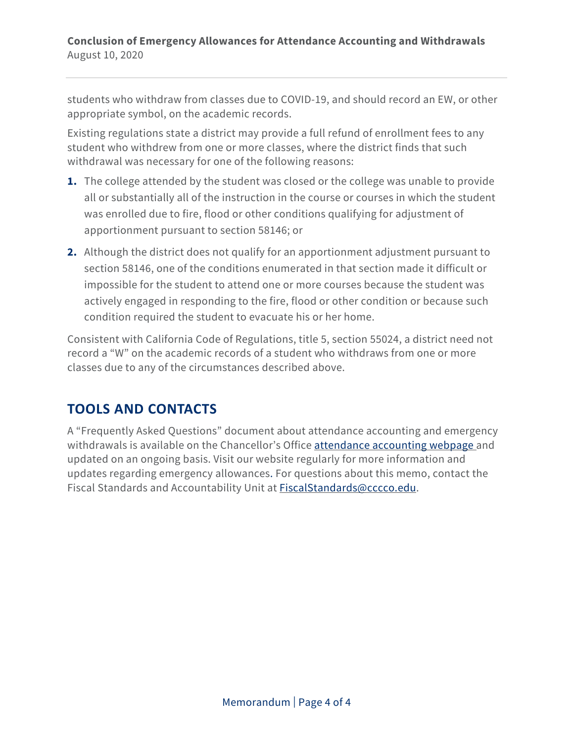students who withdraw from classes due to COVID-19, and should record an EW, or other appropriate symbol, on the academic records.

Existing regulations state a district may provide a full refund of enrollment fees to any student who withdrew from one or more classes, where the district finds that such withdrawal was necessary for one of the following reasons:

1. The college attended by the student was closed or the college was unable to provide all or substantially all of the instruction in the course or courses in which the student was enrolled due to fire, flood or other conditions qualifying for adjustment of apportionment pursuant to section 58146; or
2. Although the district does not qualify for an apportionment adjustment pursuant to section 58146, one of the conditions enumerated in that section made it difficult or impossible for the student to attend one or more courses because the student was actively engaged in responding to the fire, flood or other condition or because such condition required the student to evacuate his or her home.

Consistent with California Code of Regulations, title 5, section 55024, a district need not record a "W" on the academic records of a student who withdraws from one or more classes due to any of the circumstances described above.

## TOOLS AND CONTACTS

A "Frequently Asked Questions" document about attendance accounting and emergency withdrawals is available on the Chancellor's Office attendance accounting webpage and updated on an ongoing basis. Visit our website regularly for more information and updates regarding emergency allowances. For questions about this memo, contact the Fiscal Standards and Accountability Unit at FiscalStandards@cccco.edu.